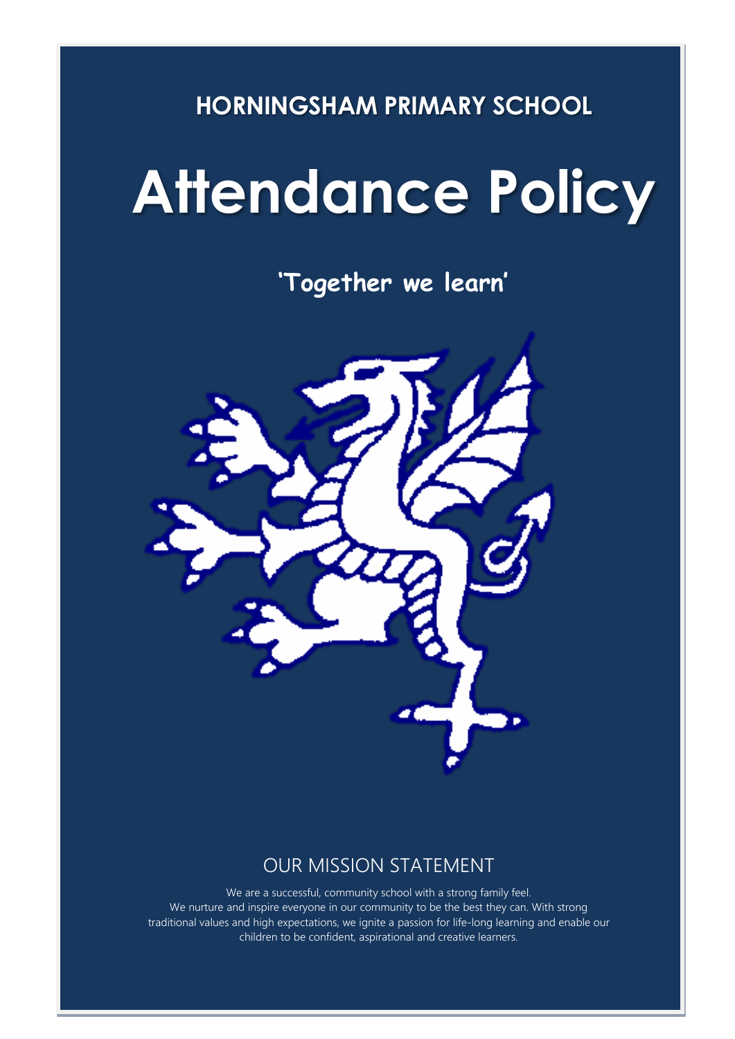**HORNINGSHAM PRIMARY SCHOOL**

# Attendance Policy

**'Together we learn'**

## OUR MISSION STATEMENT

We are a successful, community school with a strong family feel.
We nurture and inspire everyone in our community to be the best they can. With strong traditional values and high expectations, we ignite a passion for life-long learning and enable our children to be confident, aspirational and creative learners.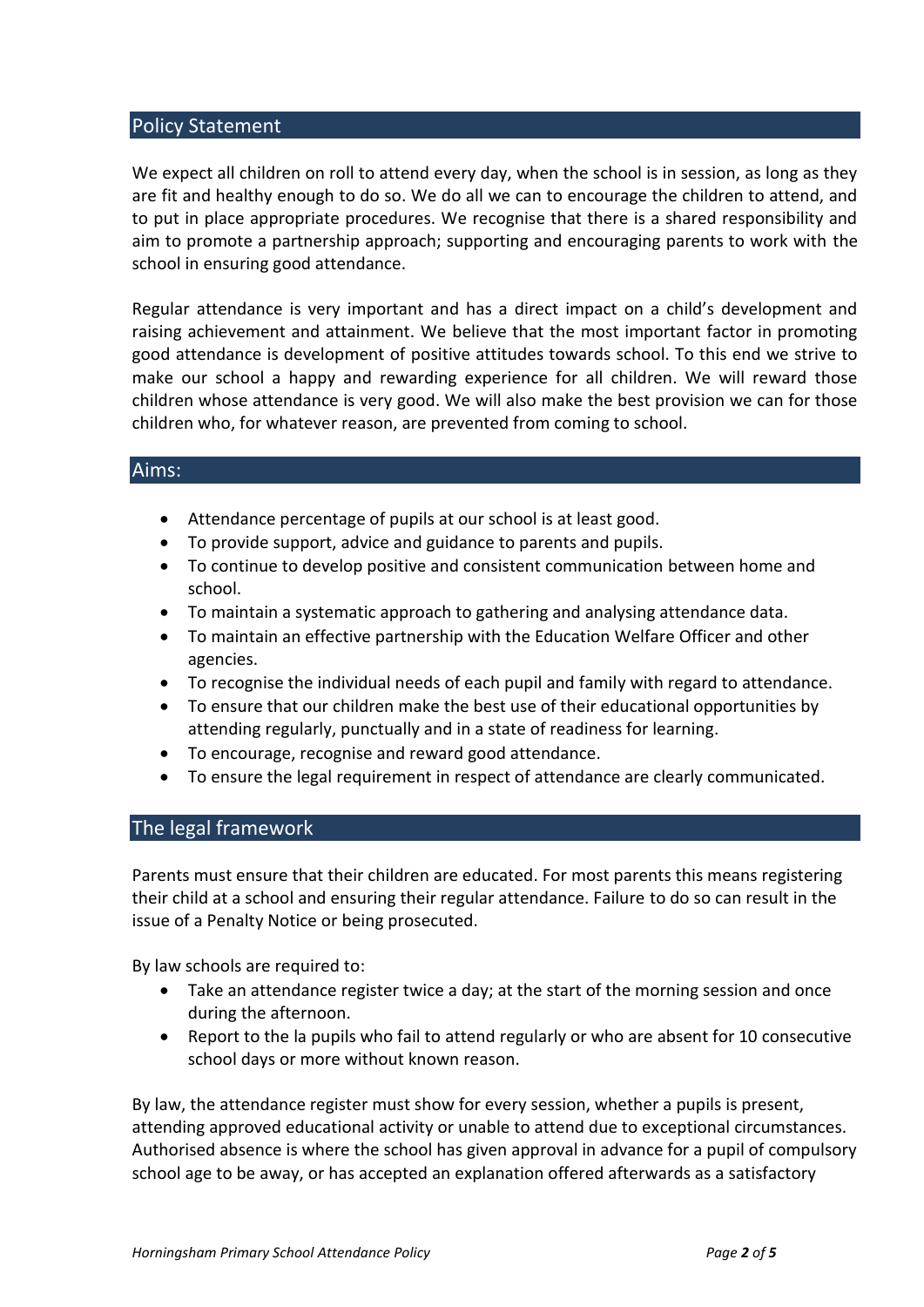## Policy Statement

We expect all children on roll to attend every day, when the school is in session, as long as they are fit and healthy enough to do so. We do all we can to encourage the children to attend, and to put in place appropriate procedures. We recognise that there is a shared responsibility and aim to promote a partnership approach; supporting and encouraging parents to work with the school in ensuring good attendance.

Regular attendance is very important and has a direct impact on a child's development and raising achievement and attainment. We believe that the most important factor in promoting good attendance is development of positive attitudes towards school. To this end we strive to make our school a happy and rewarding experience for all children. We will reward those children whose attendance is very good. We will also make the best provision we can for those children who, for whatever reason, are prevented from coming to school.

## Aims:

- Attendance percentage of pupils at our school is at least good.
- To provide support, advice and guidance to parents and pupils.
- To continue to develop positive and consistent communication between home and school.
- To maintain a systematic approach to gathering and analysing attendance data.
- To maintain an effective partnership with the Education Welfare Officer and other agencies.
- To recognise the individual needs of each pupil and family with regard to attendance.
- To ensure that our children make the best use of their educational opportunities by attending regularly, punctually and in a state of readiness for learning.
- To encourage, recognise and reward good attendance.
- To ensure the legal requirement in respect of attendance are clearly communicated.

## The legal framework

Parents must ensure that their children are educated. For most parents this means registering their child at a school and ensuring their regular attendance. Failure to do so can result in the issue of a Penalty Notice or being prosecuted.

By law schools are required to:

- Take an attendance register twice a day; at the start of the morning session and once during the afternoon.
- Report to the la pupils who fail to attend regularly or who are absent for 10 consecutive school days or more without known reason.

By law, the attendance register must show for every session, whether a pupils is present, attending approved educational activity or unable to attend due to exceptional circumstances. Authorised absence is where the school has given approval in advance for a pupil of compulsory school age to be away, or has accepted an explanation offered afterwards as a satisfactory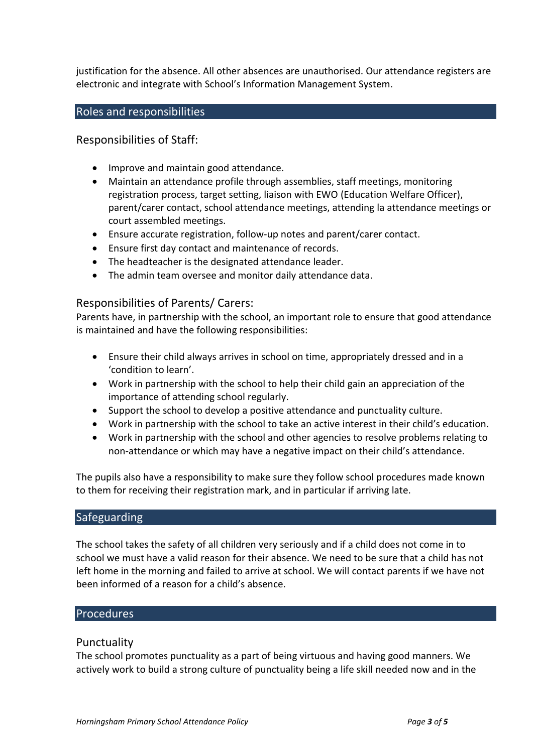justification for the absence. All other absences are unauthorised. Our attendance registers are electronic and integrate with School's Information Management System.

## Roles and responsibilities

### Responsibilities of Staff:

- Improve and maintain good attendance.
- Maintain an attendance profile through assemblies, staff meetings, monitoring registration process, target setting, liaison with EWO (Education Welfare Officer), parent/carer contact, school attendance meetings, attending la attendance meetings or court assembled meetings.
- Ensure accurate registration, follow-up notes and parent/carer contact.
- Ensure first day contact and maintenance of records.
- The headteacher is the designated attendance leader.
- The admin team oversee and monitor daily attendance data.

### Responsibilities of Parents/ Carers:

Parents have, in partnership with the school, an important role to ensure that good attendance is maintained and have the following responsibilities:

- Ensure their child always arrives in school on time, appropriately dressed and in a 'condition to learn'.
- Work in partnership with the school to help their child gain an appreciation of the importance of attending school regularly.
- Support the school to develop a positive attendance and punctuality culture.
- Work in partnership with the school to take an active interest in their child's education.
- Work in partnership with the school and other agencies to resolve problems relating to non-attendance or which may have a negative impact on their child's attendance.

The pupils also have a responsibility to make sure they follow school procedures made known to them for receiving their registration mark, and in particular if arriving late.

## Safeguarding

The school takes the safety of all children very seriously and if a child does not come in to school we must have a valid reason for their absence. We need to be sure that a child has not left home in the morning and failed to arrive at school. We will contact parents if we have not been informed of a reason for a child's absence.

## Procedures

### Punctuality

The school promotes punctuality as a part of being virtuous and having good manners. We actively work to build a strong culture of punctuality being a life skill needed now and in the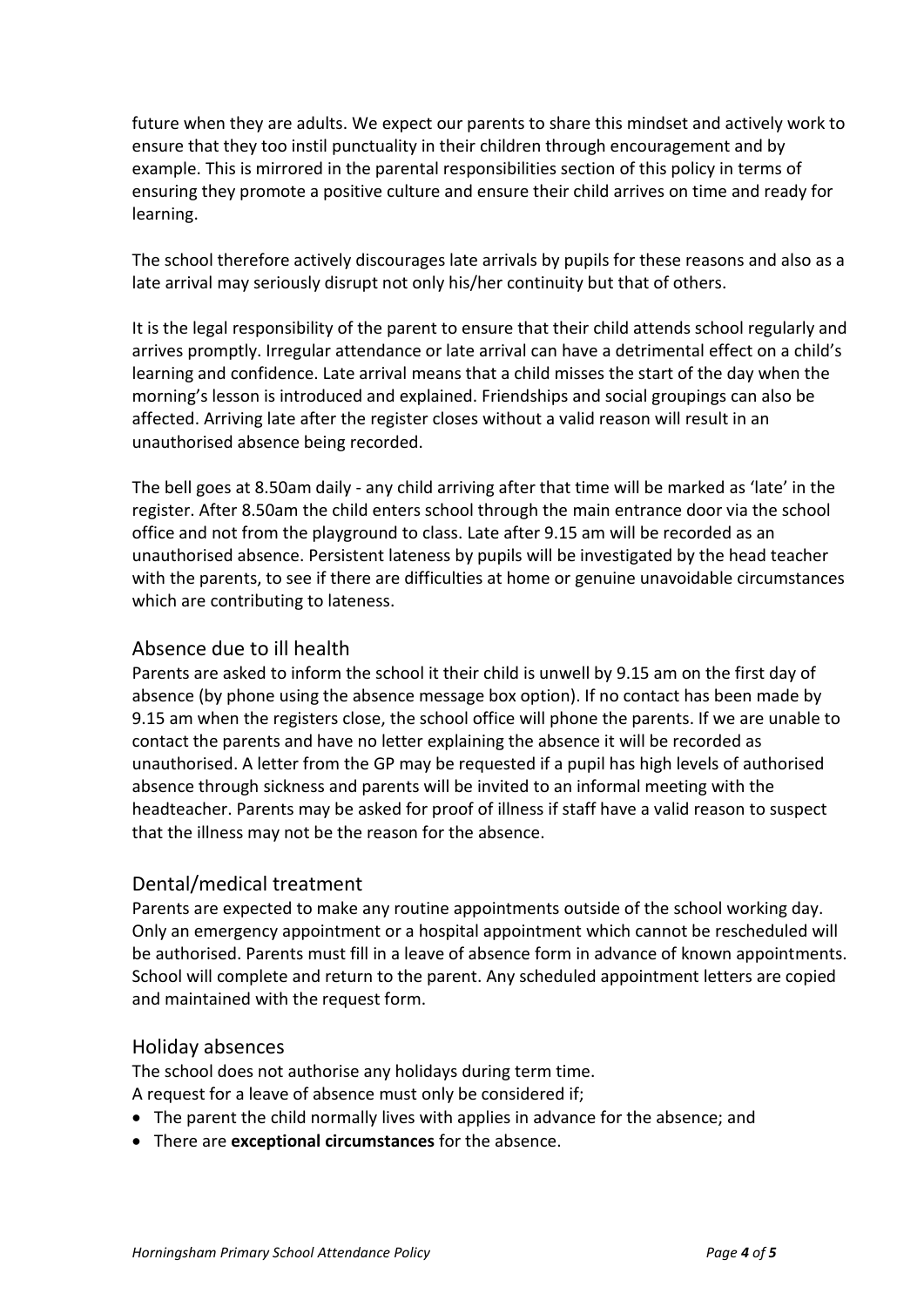future when they are adults. We expect our parents to share this mindset and actively work to ensure that they too instil punctuality in their children through encouragement and by example. This is mirrored in the parental responsibilities section of this policy in terms of ensuring they promote a positive culture and ensure their child arrives on time and ready for learning.

The school therefore actively discourages late arrivals by pupils for these reasons and also as a late arrival may seriously disrupt not only his/her continuity but that of others.

It is the legal responsibility of the parent to ensure that their child attends school regularly and arrives promptly. Irregular attendance or late arrival can have a detrimental effect on a child's learning and confidence. Late arrival means that a child misses the start of the day when the morning's lesson is introduced and explained. Friendships and social groupings can also be affected. Arriving late after the register closes without a valid reason will result in an unauthorised absence being recorded.

The bell goes at 8.50am daily - any child arriving after that time will be marked as 'late' in the register. After 8.50am the child enters school through the main entrance door via the school office and not from the playground to class. Late after 9.15 am will be recorded as an unauthorised absence. Persistent lateness by pupils will be investigated by the head teacher with the parents, to see if there are difficulties at home or genuine unavoidable circumstances which are contributing to lateness.

## Absence due to ill health

Parents are asked to inform the school it their child is unwell by 9.15 am on the first day of absence (by phone using the absence message box option). If no contact has been made by 9.15 am when the registers close, the school office will phone the parents. If we are unable to contact the parents and have no letter explaining the absence it will be recorded as unauthorised. A letter from the GP may be requested if a pupil has high levels of authorised absence through sickness and parents will be invited to an informal meeting with the headteacher. Parents may be asked for proof of illness if staff have a valid reason to suspect that the illness may not be the reason for the absence.

## Dental/medical treatment

Parents are expected to make any routine appointments outside of the school working day. Only an emergency appointment or a hospital appointment which cannot be rescheduled will be authorised. Parents must fill in a leave of absence form in advance of known appointments. School will complete and return to the parent. Any scheduled appointment letters are copied and maintained with the request form.

## Holiday absences

The school does not authorise any holidays during term time.
A request for a leave of absence must only be considered if;

- The parent the child normally lives with applies in advance for the absence; and
- There are **exceptional circumstances** for the absence.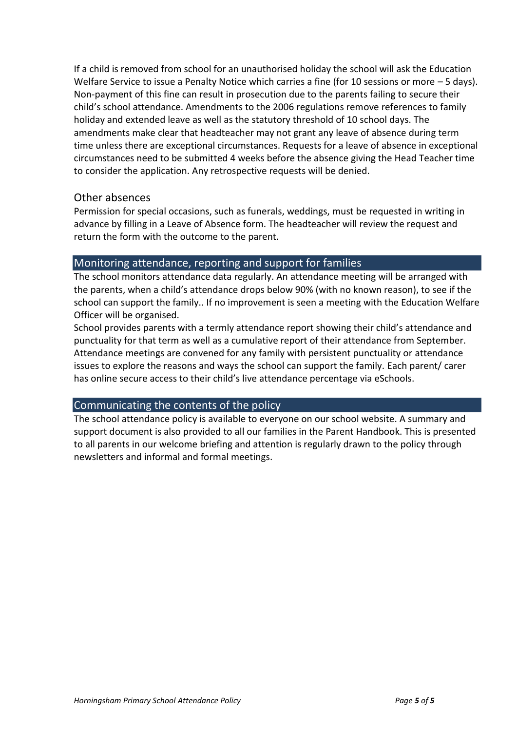If a child is removed from school for an unauthorised holiday the school will ask the Education Welfare Service to issue a Penalty Notice which carries a fine (for 10 sessions or more – 5 days). Non-payment of this fine can result in prosecution due to the parents failing to secure their child's school attendance. Amendments to the 2006 regulations remove references to family holiday and extended leave as well as the statutory threshold of 10 school days. The amendments make clear that headteacher may not grant any leave of absence during term time unless there are exceptional circumstances. Requests for a leave of absence in exceptional circumstances need to be submitted 4 weeks before the absence giving the Head Teacher time to consider the application. Any retrospective requests will be denied.

### Other absences

Permission for special occasions, such as funerals, weddings, must be requested in writing in advance by filling in a Leave of Absence form. The headteacher will review the request and return the form with the outcome to the parent.

## Monitoring attendance, reporting and support for families

The school monitors attendance data regularly. An attendance meeting will be arranged with the parents, when a child's attendance drops below 90% (with no known reason), to see if the school can support the family.. If no improvement is seen a meeting with the Education Welfare Officer will be organised.

School provides parents with a termly attendance report showing their child's attendance and punctuality for that term as well as a cumulative report of their attendance from September. Attendance meetings are convened for any family with persistent punctuality or attendance issues to explore the reasons and ways the school can support the family. Each parent/ carer has online secure access to their child's live attendance percentage via eSchools.

## Communicating the contents of the policy

The school attendance policy is available to everyone on our school website. A summary and support document is also provided to all our families in the Parent Handbook. This is presented to all parents in our welcome briefing and attention is regularly drawn to the policy through newsletters and informal and formal meetings.